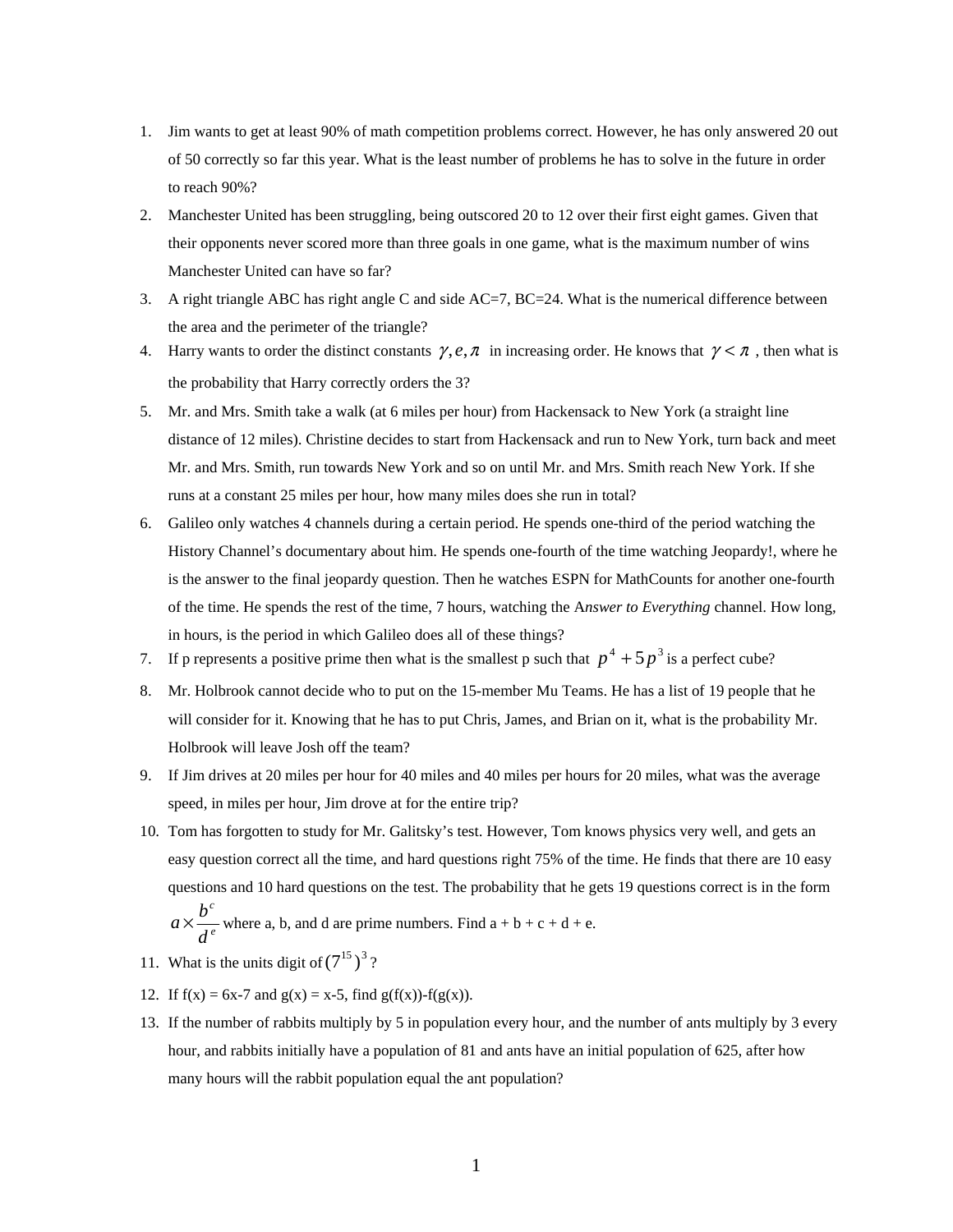1. Jim wants to get at least 90% of math competition problems correct. However, he has only answered 20 out of 50 correctly so far this year. What is the least number of problems he has to solve in the future in order to reach 90%?
2. Manchester United has been struggling, being outscored 20 to 12 over their first eight games. Given that their opponents never scored more than three goals in one game, what is the maximum number of wins Manchester United can have so far?
3. A right triangle ABC has right angle C and side AC=7, BC=24. What is the numerical difference between the area and the perimeter of the triangle?
4. Harry wants to order the distinct constants $\gamma, e, \pi$ in increasing order. He knows that $\gamma < \pi$, then what is the probability that Harry correctly orders the 3?
5. Mr. and Mrs. Smith take a walk (at 6 miles per hour) from Hackensack to New York (a straight line distance of 12 miles). Christine decides to start from Hackensack and run to New York, turn back and meet Mr. and Mrs. Smith, run towards New York and so on until Mr. and Mrs. Smith reach New York. If she runs at a constant 25 miles per hour, how many miles does she run in total?
6. Galileo only watches 4 channels during a certain period. He spends one-third of the period watching the History Channel's documentary about him. He spends one-fourth of the time watching Jeopardy!, where he is the answer to the final jeopardy question. Then he watches ESPN for MathCounts for another one-fourth of the time. He spends the rest of the time, 7 hours, watching the A*nswer to Everything* channel. How long, in hours, is the period in which Galileo does all of these things?
7. If p represents a positive prime then what is the smallest p such that $p^4 + 5p^3$ is a perfect cube?
8. Mr. Holbrook cannot decide who to put on the 15-member Mu Teams. He has a list of 19 people that he will consider for it. Knowing that he has to put Chris, James, and Brian on it, what is the probability Mr. Holbrook will leave Josh off the team?
9. If Jim drives at 20 miles per hour for 40 miles and 40 miles per hours for 20 miles, what was the average speed, in miles per hour, Jim drove at for the entire trip?
10. Tom has forgotten to study for Mr. Galitsky's test. However, Tom knows physics very well, and gets an easy question correct all the time, and hard questions right 75% of the time. He finds that there are 10 easy questions and 10 hard questions on the test. The probability that he gets 19 questions correct is in the form $a \times \frac{b^c}{d^e}$ where a, b, and d are prime numbers. Find a + b + c + d + e.
11. What is the units digit of $(7^{15})^3$?
12. If f(x) = 6x-7 and g(x) = x-5, find g(f(x))-f(g(x)).
13. If the number of rabbits multiply by 5 in population every hour, and the number of ants multiply by 3 every hour, and rabbits initially have a population of 81 and ants have an initial population of 625, after how many hours will the rabbit population equal the ant population?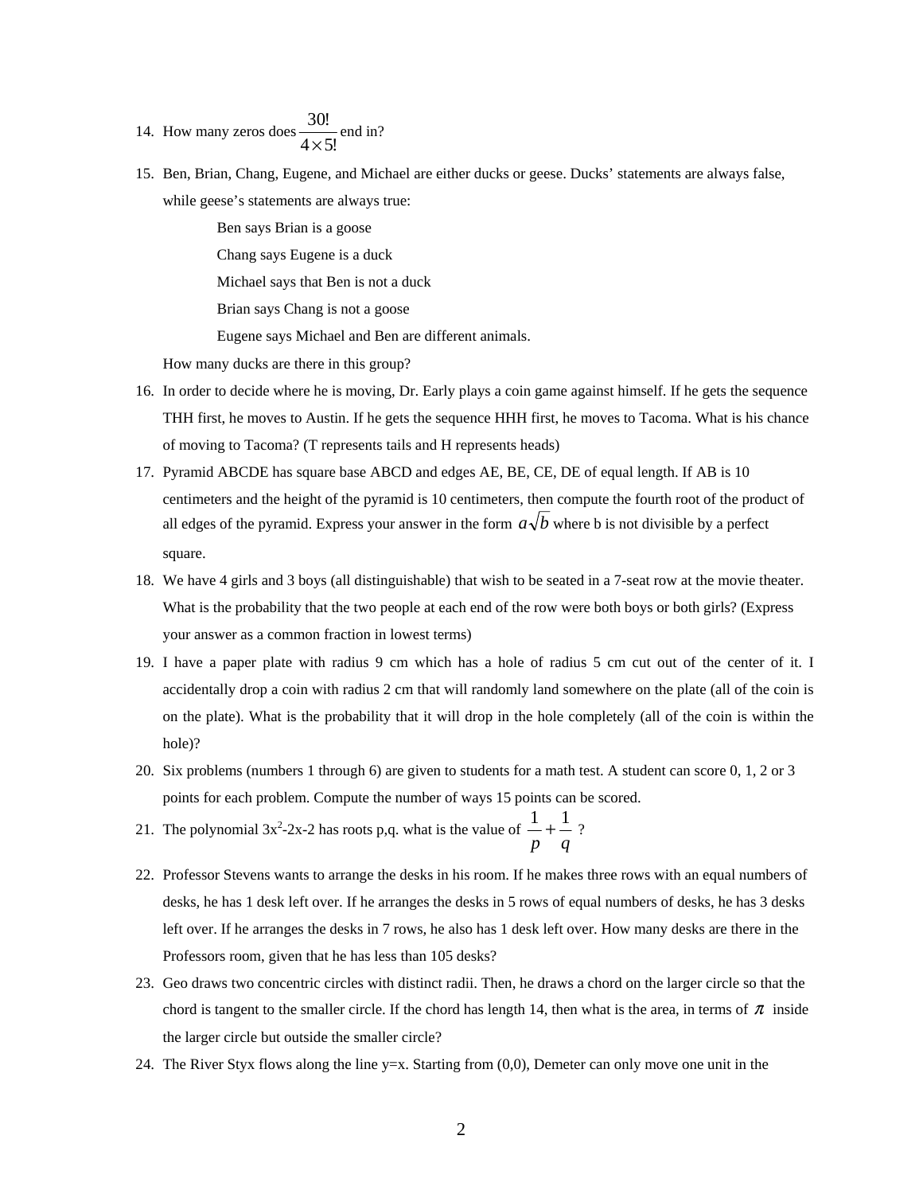14. How many zeros does $\frac{30!}{4\times 5!}$ end in?

15. Ben, Brian, Chang, Eugene, and Michael are either ducks or geese. Ducks' statements are always false, while geese's statements are always true:

    Ben says Brian is a goose

    Chang says Eugene is a duck

    Michael says that Ben is not a duck

    Brian says Chang is not a goose

    Eugene says Michael and Ben are different animals.

    How many ducks are there in this group?

16. In order to decide where he is moving, Dr. Early plays a coin game against himself. If he gets the sequence THH first, he moves to Austin. If he gets the sequence HHH first, he moves to Tacoma. What is his chance of moving to Tacoma? (T represents tails and H represents heads)

17. Pyramid ABCDE has square base ABCD and edges AE, BE, CE, DE of equal length. If AB is 10 centimeters and the height of the pyramid is 10 centimeters, then compute the fourth root of the product of all edges of the pyramid. Express your answer in the form $a\sqrt{b}$ where b is not divisible by a perfect square.

18. We have 4 girls and 3 boys (all distinguishable) that wish to be seated in a 7-seat row at the movie theater. What is the probability that the two people at each end of the row were both boys or both girls? (Express your answer as a common fraction in lowest terms)

19. I have a paper plate with radius 9 cm which has a hole of radius 5 cm cut out of the center of it. I accidentally drop a coin with radius 2 cm that will randomly land somewhere on the plate (all of the coin is on the plate). What is the probability that it will drop in the hole completely (all of the coin is within the hole)?

20. Six problems (numbers 1 through 6) are given to students for a math test. A student can score 0, 1, 2 or 3 points for each problem. Compute the number of ways 15 points can be scored.

21. The polynomial $3x^2-2x-2$ has roots p,q. what is the value of $\frac{1}{p}+\frac{1}{q}$ ?

22. Professor Stevens wants to arrange the desks in his room. If he makes three rows with an equal numbers of desks, he has 1 desk left over. If he arranges the desks in 5 rows of equal numbers of desks, he has 3 desks left over. If he arranges the desks in 7 rows, he also has 1 desk left over. How many desks are there in the Professors room, given that he has less than 105 desks?

23. Geo draws two concentric circles with distinct radii. Then, he draws a chord on the larger circle so that the chord is tangent to the smaller circle. If the chord has length 14, then what is the area, in terms of $\pi$ inside the larger circle but outside the smaller circle?

24. The River Styx flows along the line y=x. Starting from (0,0), Demeter can only move one unit in the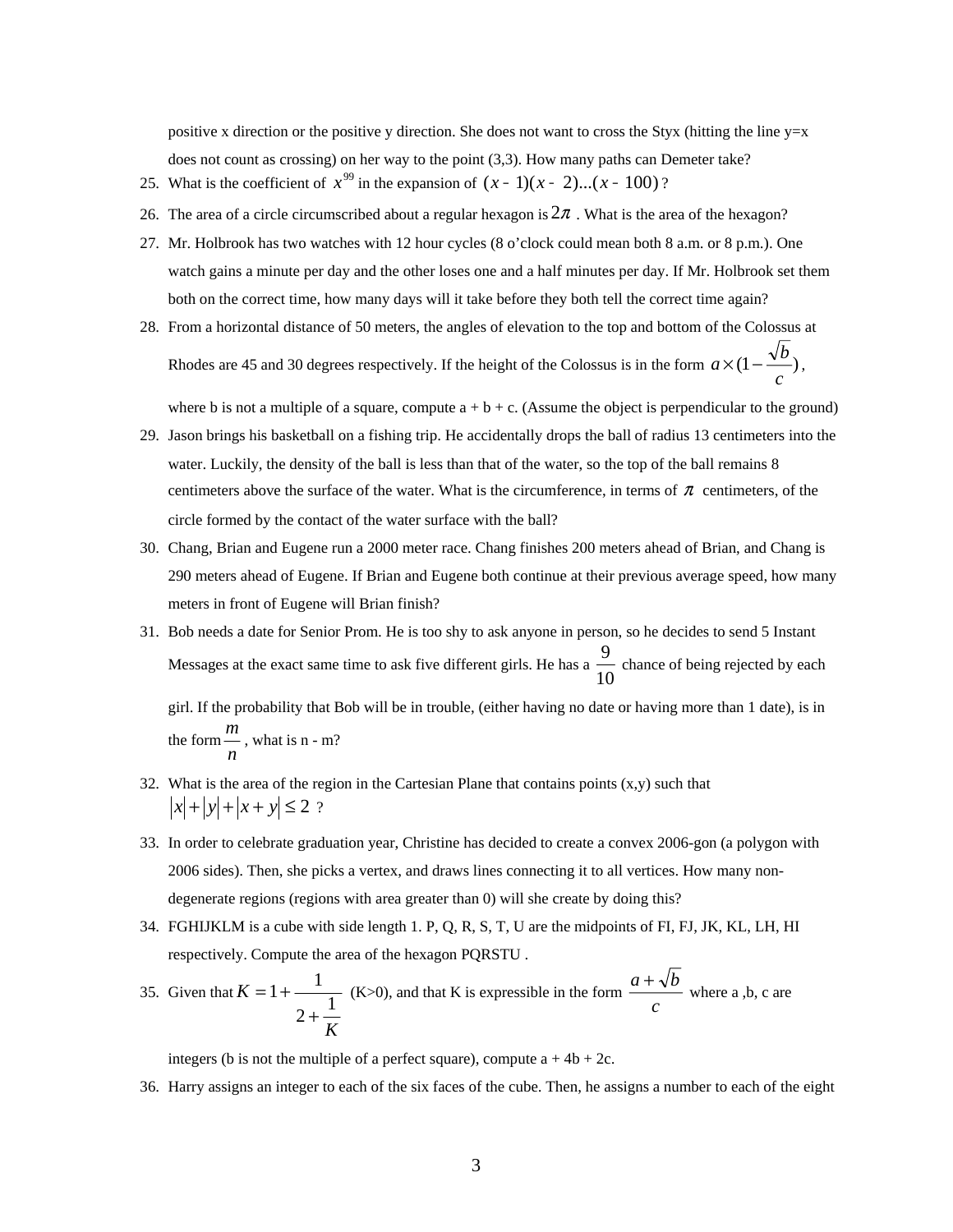positive x direction or the positive y direction. She does not want to cross the Styx (hitting the line y=x does not count as crossing) on her way to the point (3,3). How many paths can Demeter take?

25. What is the coefficient of $x^{99}$ in the expansion of $(x-1)(x-2)...(x-100)$ ?
26. The area of a circle circumscribed about a regular hexagon is $2\pi$ . What is the area of the hexagon?
27. Mr. Holbrook has two watches with 12 hour cycles (8 o'clock could mean both 8 a.m. or 8 p.m.). One watch gains a minute per day and the other loses one and a half minutes per day. If Mr. Holbrook set them both on the correct time, how many days will it take before they both tell the correct time again?
28. From a horizontal distance of 50 meters, the angles of elevation to the top and bottom of the Colossus at Rhodes are 45 and 30 degrees respectively. If the height of the Colossus is in the form $a \times (1 - \frac{\sqrt{b}}{c})$, where b is not a multiple of a square, compute a + b + c. (Assume the object is perpendicular to the ground)
29. Jason brings his basketball on a fishing trip. He accidentally drops the ball of radius 13 centimeters into the water. Luckily, the density of the ball is less than that of the water, so the top of the ball remains 8 centimeters above the surface of the water. What is the circumference, in terms of $\pi$ centimeters, of the circle formed by the contact of the water surface with the ball?
30. Chang, Brian and Eugene run a 2000 meter race. Chang finishes 200 meters ahead of Brian, and Chang is 290 meters ahead of Eugene. If Brian and Eugene both continue at their previous average speed, how many meters in front of Eugene will Brian finish?
31. Bob needs a date for Senior Prom. He is too shy to ask anyone in person, so he decides to send 5 Instant Messages at the exact same time to ask five different girls. He has a $\frac{9}{10}$ chance of being rejected by each girl. If the probability that Bob will be in trouble, (either having no date or having more than 1 date), is in the form $\frac{m}{n}$ , what is n - m?
32. What is the area of the region in the Cartesian Plane that contains points (x,y) such that $|x|+|y|+|x+y| \le 2$ ?
33. In order to celebrate graduation year, Christine has decided to create a convex 2006-gon (a polygon with 2006 sides). Then, she picks a vertex, and draws lines connecting it to all vertices. How many non-degenerate regions (regions with area greater than 0) will she create by doing this?
34. FGHIJKLM is a cube with side length 1. P, Q, R, S, T, U are the midpoints of FI, FJ, JK, KL, LH, HI respectively. Compute the area of the hexagon PQRSTU .
35. Given that $K = 1 + \cfrac{1}{2 + \cfrac{1}{K}}$ (K>0), and that K is expressible in the form $\frac{a+\sqrt{b}}{c}$ where a ,b, c are integers (b is not the multiple of a perfect square), compute a + 4b + 2c.
36. Harry assigns an integer to each of the six faces of the cube. Then, he assigns a number to each of the eight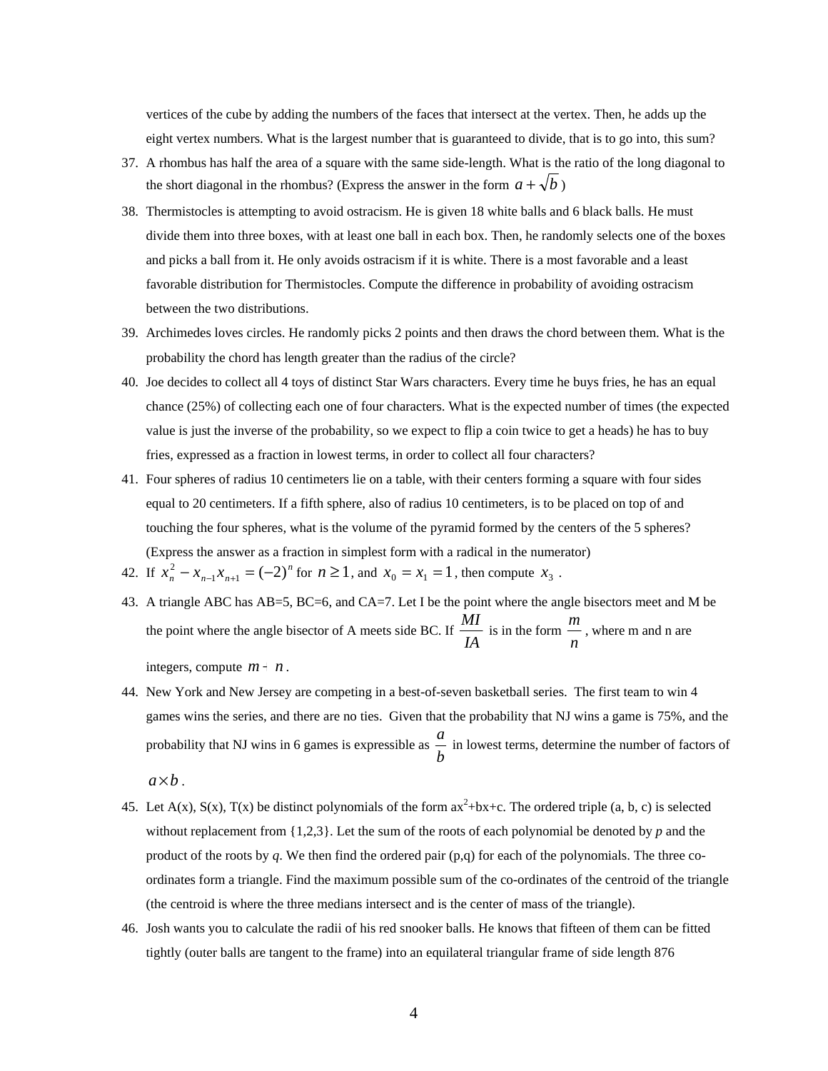vertices of the cube by adding the numbers of the faces that intersect at the vertex. Then, he adds up the eight vertex numbers. What is the largest number that is guaranteed to divide, that is to go into, this sum?

37. A rhombus has half the area of a square with the same side-length. What is the ratio of the long diagonal to the short diagonal in the rhombus? (Express the answer in the form $a+\sqrt{b}$ )
38. Thermistocles is attempting to avoid ostracism. He is given 18 white balls and 6 black balls. He must divide them into three boxes, with at least one ball in each box. Then, he randomly selects one of the boxes and picks a ball from it. He only avoids ostracism if it is white. There is a most favorable and a least favorable distribution for Thermistocles. Compute the difference in probability of avoiding ostracism between the two distributions.
39. Archimedes loves circles. He randomly picks 2 points and then draws the chord between them. What is the probability the chord has length greater than the radius of the circle?
40. Joe decides to collect all 4 toys of distinct Star Wars characters. Every time he buys fries, he has an equal chance (25%) of collecting each one of four characters. What is the expected number of times (the expected value is just the inverse of the probability, so we expect to flip a coin twice to get a heads) he has to buy fries, expressed as a fraction in lowest terms, in order to collect all four characters?
41. Four spheres of radius 10 centimeters lie on a table, with their centers forming a square with four sides equal to 20 centimeters. If a fifth sphere, also of radius 10 centimeters, is to be placed on top of and touching the four spheres, what is the volume of the pyramid formed by the centers of the 5 spheres? (Express the answer as a fraction in simplest form with a radical in the numerator)
42. If $x_n^2 - x_{n-1}x_{n+1} = (-2)^n$ for $n \geq 1$, and $x_0 = x_1 = 1$, then compute $x_3$ .
43. A triangle ABC has AB=5, BC=6, and CA=7. Let I be the point where the angle bisectors meet and M be the point where the angle bisector of A meets side BC. If $\frac{MI}{IA}$ is in the form $\frac{m}{n}$, where m and n are integers, compute $m \cdot n$.
44. New York and New Jersey are competing in a best-of-seven basketball series. The first team to win 4 games wins the series, and there are no ties. Given that the probability that NJ wins a game is 75%, and the probability that NJ wins in 6 games is expressible as $\frac{a}{b}$ in lowest terms, determine the number of factors of $a \times b$.
45. Let A(x), S(x), T(x) be distinct polynomials of the form $ax^2+bx+c$. The ordered triple (a, b, c) is selected without replacement from {1,2,3}. Let the sum of the roots of each polynomial be denoted by *p* and the product of the roots by *q*. We then find the ordered pair (p,q) for each of the polynomials. The three co-ordinates form a triangle. Find the maximum possible sum of the co-ordinates of the centroid of the triangle (the centroid is where the three medians intersect and is the center of mass of the triangle).
46. Josh wants you to calculate the radii of his red snooker balls. He knows that fifteen of them can be fitted tightly (outer balls are tangent to the frame) into an equilateral triangular frame of side length 876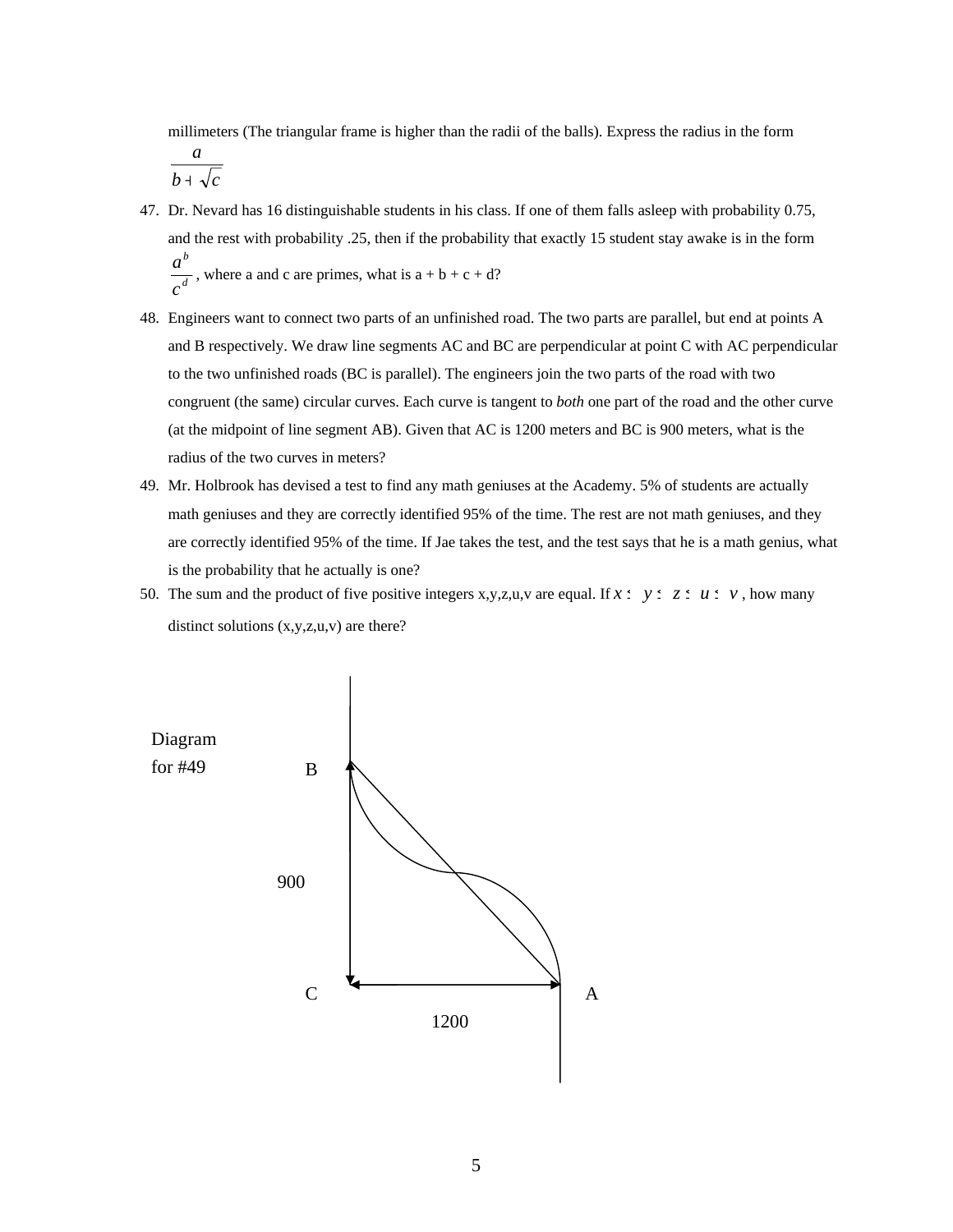millimeters (The triangular frame is higher than the radii of the balls). Express the radius in the form $\frac{a}{b+\sqrt{c}}$

47. Dr. Nevard has 16 distinguishable students in his class. If one of them falls asleep with probability 0.75, and the rest with probability .25, then if the probability that exactly 15 student stay awake is in the form $\frac{a^b}{c^d}$, where a and c are primes, what is a + b + c + d?

48. Engineers want to connect two parts of an unfinished road. The two parts are parallel, but end at points A and B respectively. We draw line segments AC and BC are perpendicular at point C with AC perpendicular to the two unfinished roads (BC is parallel). The engineers join the two parts of the road with two congruent (the same) circular curves. Each curve is tangent to *both* one part of the road and the other curve (at the midpoint of line segment AB). Given that AC is 1200 meters and BC is 900 meters, what is the radius of the two curves in meters?

49. Mr. Holbrook has devised a test to find any math geniuses at the Academy. 5% of students are actually math geniuses and they are correctly identified 95% of the time. The rest are not math geniuses, and they are correctly identified 95% of the time. If Jae takes the test, and the test says that he is a math genius, what is the probability that he actually is one?

50. The sum and the product of five positive integers x,y,z,u,v are equal. If $x \leq y \leq z \leq u \leq v$, how many distinct solutions (x,y,z,u,v) are there?

Diagram
for #49

B

900

C

A

1200